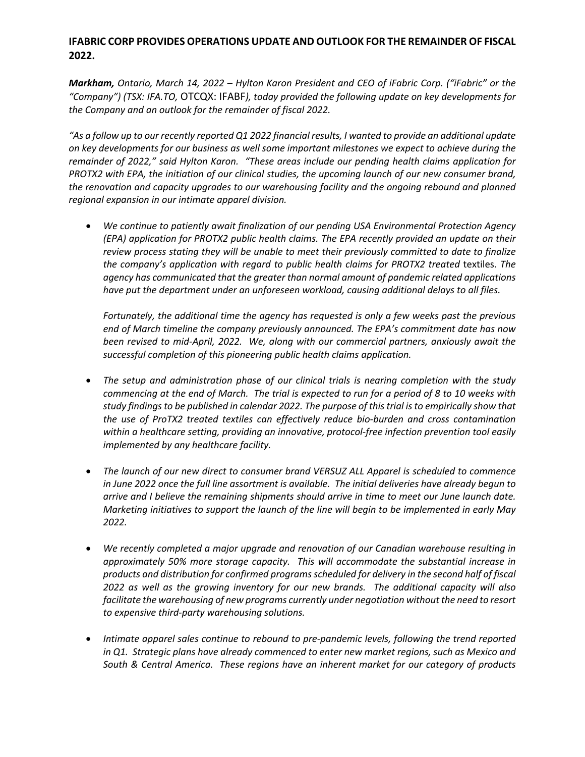## IFABRIC CORP PROVIDES OPERATIONS UPDATE AND OUTLOOK FOR THE REMAINDER OF FISCAL 2022.

***Markham,** Ontario, March 14, 2022 – Hylton Karon President and CEO of iFabric Corp. ("iFabric" or the "Company") (TSX: IFA.TO,* OTCQX: IFABF*), today provided the following update on key developments for the Company and an outlook for the remainder of fiscal 2022.*

*"As a follow up to our recently reported Q1 2022 financial results, I wanted to provide an additional update on key developments for our business as well some important milestones we expect to achieve during the remainder of 2022," said Hylton Karon. "These areas include our pending health claims application for PROTX2 with EPA, the initiation of our clinical studies, the upcoming launch of our new consumer brand, the renovation and capacity upgrades to our warehousing facility and the ongoing rebound and planned regional expansion in our intimate apparel division.*

- *We continue to patiently await finalization of our pending USA Environmental Protection Agency (EPA) application for PROTX2 public health claims. The EPA recently provided an update on their review process stating they will be unable to meet their previously committed to date to finalize the company's application with regard to public health claims for PROTX2 treated* textiles. *The agency has communicated that the greater than normal amount of pandemic related applications have put the department under an unforeseen workload, causing additional delays to all files.*

  *Fortunately, the additional time the agency has requested is only a few weeks past the previous end of March timeline the company previously announced. The EPA's commitment date has now been revised to mid-April, 2022. We, along with our commercial partners, anxiously await the successful completion of this pioneering public health claims application.*

- *The setup and administration phase of our clinical trials is nearing completion with the study commencing at the end of March. The trial is expected to run for a period of 8 to 10 weeks with study findings to be published in calendar 2022. The purpose of this trial is to empirically show that the use of ProTX2 treated textiles can effectively reduce bio-burden and cross contamination within a healthcare setting, providing an innovative, protocol-free infection prevention tool easily implemented by any healthcare facility.*

- *The launch of our new direct to consumer brand VERSUZ ALL Apparel is scheduled to commence in June 2022 once the full line assortment is available. The initial deliveries have already begun to arrive and I believe the remaining shipments should arrive in time to meet our June launch date. Marketing initiatives to support the launch of the line will begin to be implemented in early May 2022.*

- *We recently completed a major upgrade and renovation of our Canadian warehouse resulting in approximately 50% more storage capacity. This will accommodate the substantial increase in products and distribution for confirmed programs scheduled for delivery in the second half of fiscal 2022 as well as the growing inventory for our new brands. The additional capacity will also facilitate the warehousing of new programs currently under negotiation without the need to resort to expensive third-party warehousing solutions.*

- *Intimate apparel sales continue to rebound to pre-pandemic levels, following the trend reported in Q1. Strategic plans have already commenced to enter new market regions, such as Mexico and South & Central America. These regions have an inherent market for our category of products*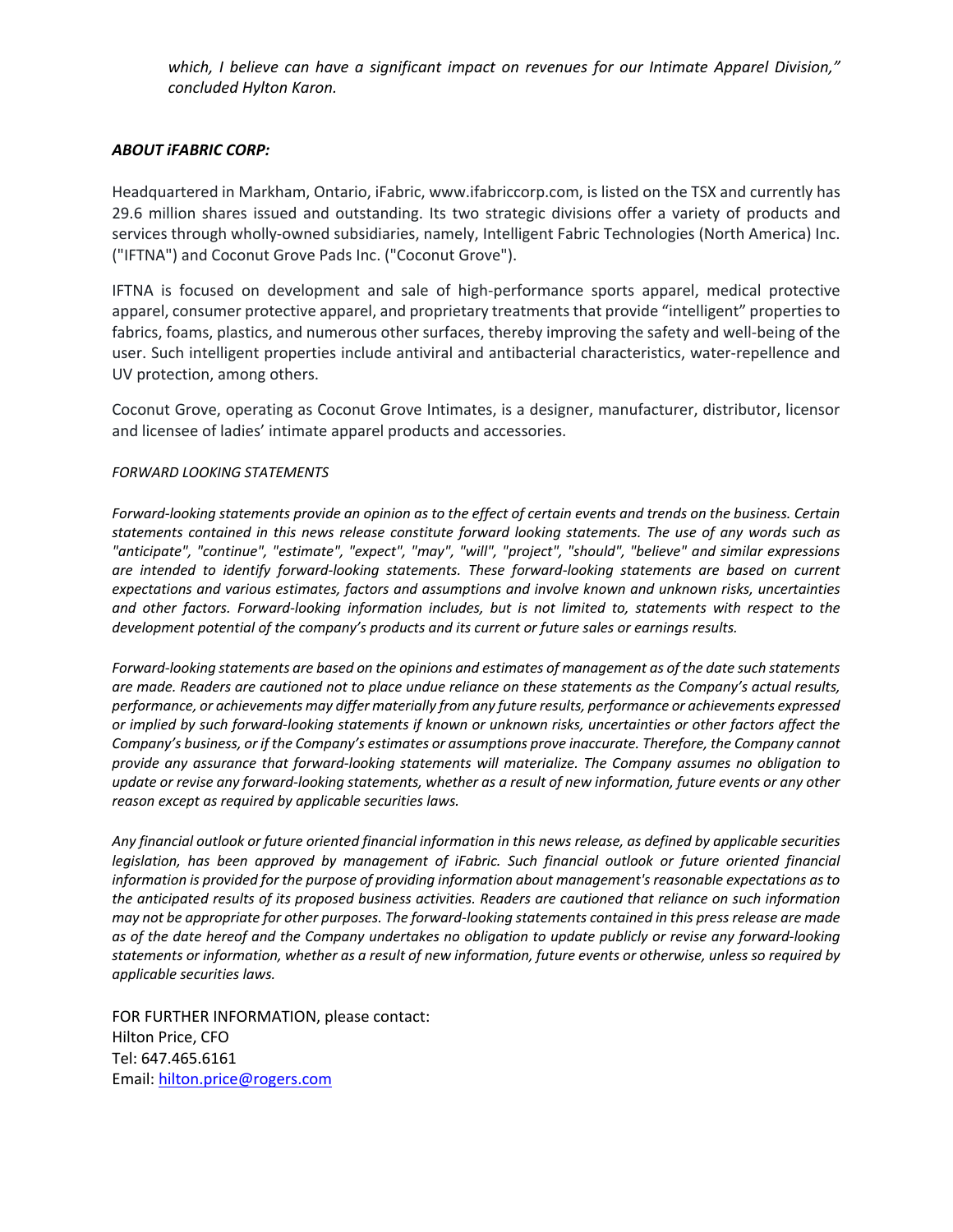*which, I believe can have a significant impact on revenues for our Intimate Apparel Division," concluded Hylton Karon.*

***ABOUT iFABRIC CORP:***

Headquartered in Markham, Ontario, iFabric, www.ifabriccorp.com, is listed on the TSX and currently has 29.6 million shares issued and outstanding. Its two strategic divisions offer a variety of products and services through wholly-owned subsidiaries, namely, Intelligent Fabric Technologies (North America) Inc. ("IFTNA") and Coconut Grove Pads Inc. ("Coconut Grove").

IFTNA is focused on development and sale of high-performance sports apparel, medical protective apparel, consumer protective apparel, and proprietary treatments that provide "intelligent" properties to fabrics, foams, plastics, and numerous other surfaces, thereby improving the safety and well-being of the user. Such intelligent properties include antiviral and antibacterial characteristics, water-repellence and UV protection, among others.

Coconut Grove, operating as Coconut Grove Intimates, is a designer, manufacturer, distributor, licensor and licensee of ladies' intimate apparel products and accessories.

*FORWARD LOOKING STATEMENTS*

*Forward-looking statements provide an opinion as to the effect of certain events and trends on the business. Certain statements contained in this news release constitute forward looking statements. The use of any words such as "anticipate", "continue", "estimate", "expect", "may", "will", "project", "should", "believe" and similar expressions are intended to identify forward-looking statements. These forward-looking statements are based on current expectations and various estimates, factors and assumptions and involve known and unknown risks, uncertainties and other factors. Forward-looking information includes, but is not limited to, statements with respect to the development potential of the company's products and its current or future sales or earnings results.*

*Forward-looking statements are based on the opinions and estimates of management as of the date such statements are made. Readers are cautioned not to place undue reliance on these statements as the Company's actual results, performance, or achievements may differ materially from any future results, performance or achievements expressed or implied by such forward-looking statements if known or unknown risks, uncertainties or other factors affect the Company's business, or if the Company's estimates or assumptions prove inaccurate. Therefore, the Company cannot provide any assurance that forward-looking statements will materialize. The Company assumes no obligation to update or revise any forward-looking statements, whether as a result of new information, future events or any other reason except as required by applicable securities laws.*

*Any financial outlook or future oriented financial information in this news release, as defined by applicable securities legislation, has been approved by management of iFabric. Such financial outlook or future oriented financial information is provided for the purpose of providing information about management's reasonable expectations as to the anticipated results of its proposed business activities. Readers are cautioned that reliance on such information may not be appropriate for other purposes. The forward-looking statements contained in this press release are made as of the date hereof and the Company undertakes no obligation to update publicly or revise any forward-looking statements or information, whether as a result of new information, future events or otherwise, unless so required by applicable securities laws.*

FOR FURTHER INFORMATION, please contact:
Hilton Price, CFO
Tel: 647.465.6161
Email: hilton.price@rogers.com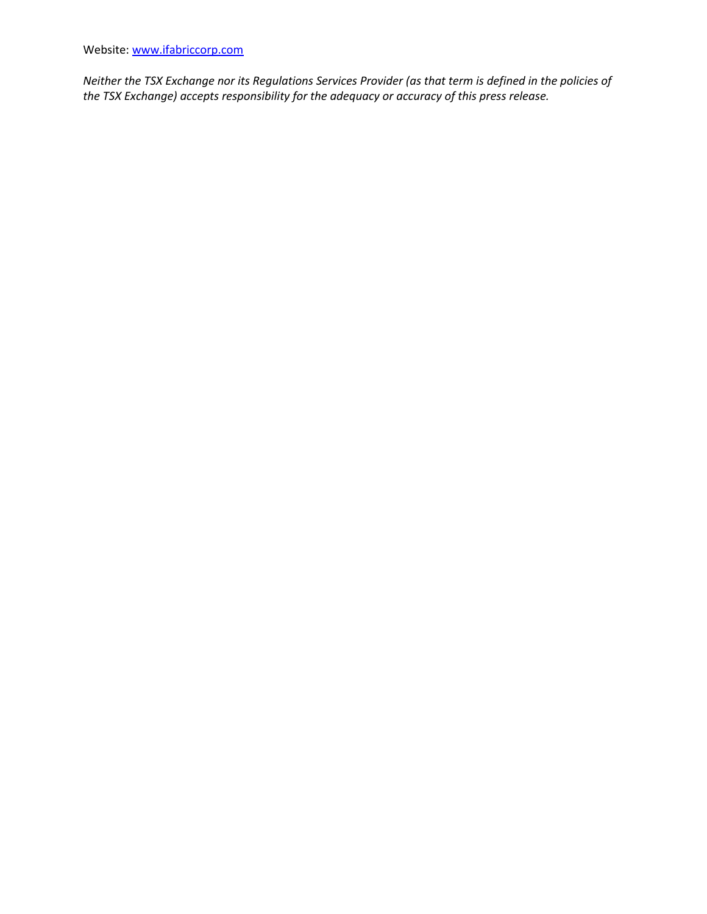Website: [www.ifabriccorp.com](http://www.ifabriccorp.com)

*Neither the TSX Exchange nor its Regulations Services Provider (as that term is defined in the policies of the TSX Exchange) accepts responsibility for the adequacy or accuracy of this press release.*